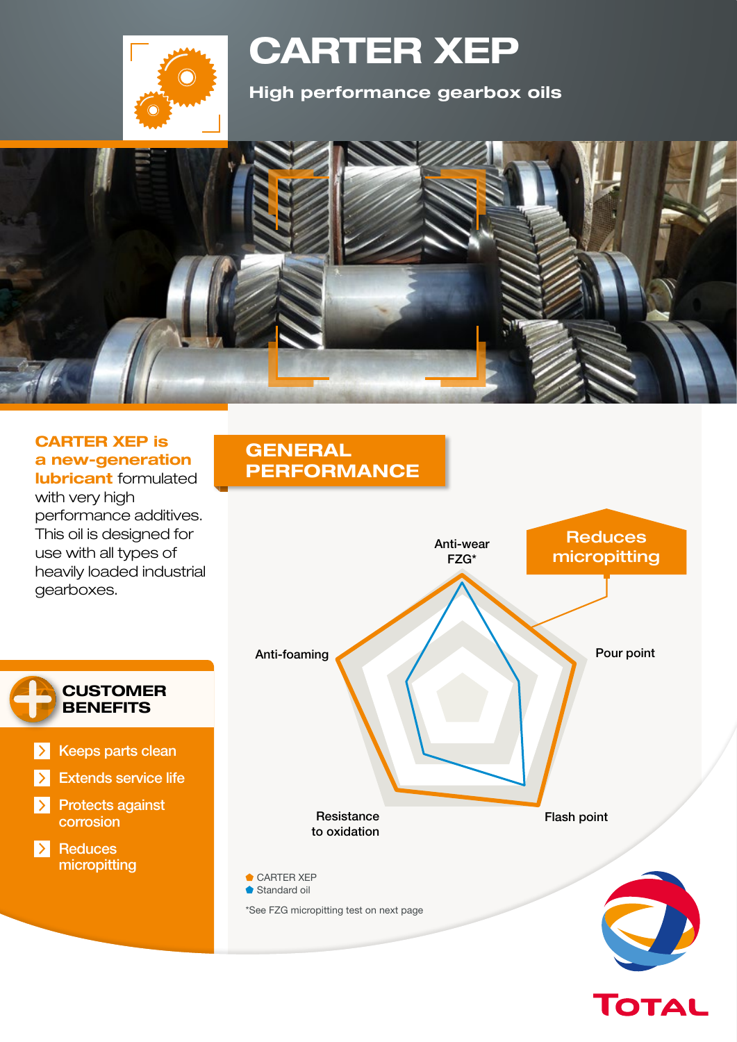# CARTER XEP

**High performance gearbox oils**

**CARTER XEP is a new-generation lubricant** formulated with very high performance additives. This oil is designed for use with all types of heavily loaded industrial gearboxes.

## CUSTOMER BENEFITS

- Keeps parts clean
- Extends service life
- Protects against corrosion
- Reduces micropitting

## GENERAL PERFORMANCE

Reduces micropitting

Anti-wear FZG*

Pour point

Flash point

Resistance to oxidation

Anti-foaming

- CARTER XEP
- Standard oil

*See FZG micropitting test on next page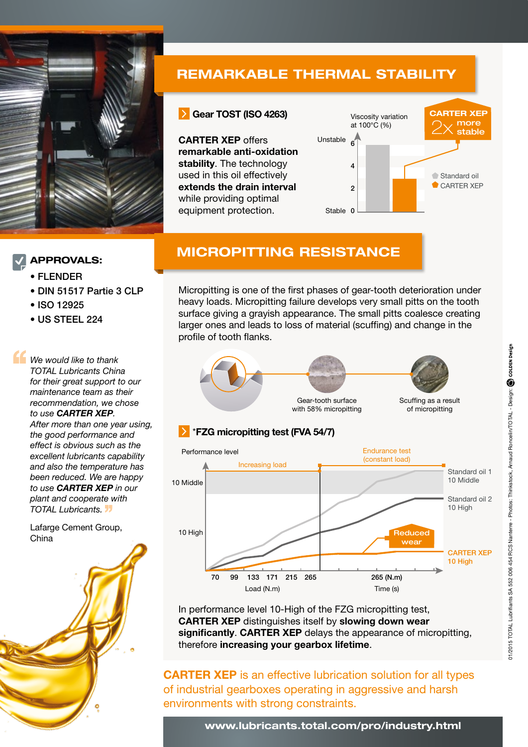## REMARKABLE THERMAL STABILITY

### Gear TOST (ISO 4263)

**CARTER XEP** offers **remarkable anti-oxidation stability**. The technology used in this oil effectively **extends the drain interval** while providing optimal equipment protection.

Viscosity variation at 100°C (%)

Unstable

6

4

2

Stable 0

CARTER XEP 2x more stable

Standard oil

CARTER XEP

## APPROVALS:

- FLENDER
- DIN 51517 Partie 3 CLP
- ISO 12925
- US STEEL 224

*We would like to thank TOTAL Lubricants China for their great support to our maintenance team as their recommendation, we chose to use **CARTER XEP**. After more than one year using, the good performance and effect is obvious such as the excellent lubricants capability and also the temperature has been reduced. We are happy to use **CARTER XEP** in our plant and cooperate with TOTAL Lubricants.*

Lafarge Cement Group, China

## MICROPITTING RESISTANCE

Micropitting is one of the first phases of gear-tooth deterioration under heavy loads. Micropitting failure develops very small pitts on the tooth surface giving a grayish appearance. The small pitts coalesce creating larger ones and leads to loss of material (scuffing) and change in the profile of tooth flanks.

Gear-tooth surface with 58% micropitting

Scuffing as a result of micropitting

### *FZG micropitting test (FVA 54/7)

Performance level

Increasing load

Endurance test (constant load)

10 Middle

10 High

Standard oil 1 10 Middle

Standard oil 2 10 High

Reduced wear

CARTER XEP 10 High

70 99 133 171 215 265

Load (N.m)

265 (N.m)

Time (s)

In performance level 10-High of the FZG micropitting test, **CARTER XEP** distinguishes itself by **slowing down wear significantly**. **CARTER XEP** delays the appearance of micropitting, therefore **increasing your gearbox lifetime**.

**CARTER XEP** is an effective lubrication solution for all types of industrial gearboxes operating in aggressive and harsh environments with strong constraints.

**www.lubricants.total.com/pro/industry.html**

01/2015 TOTAL Lubrifiants SA 552 006 454 RCS Nanterre - Photos: Thinkstock, Arnaud Roncelin/TOTAL - Design: GOLDEN Design